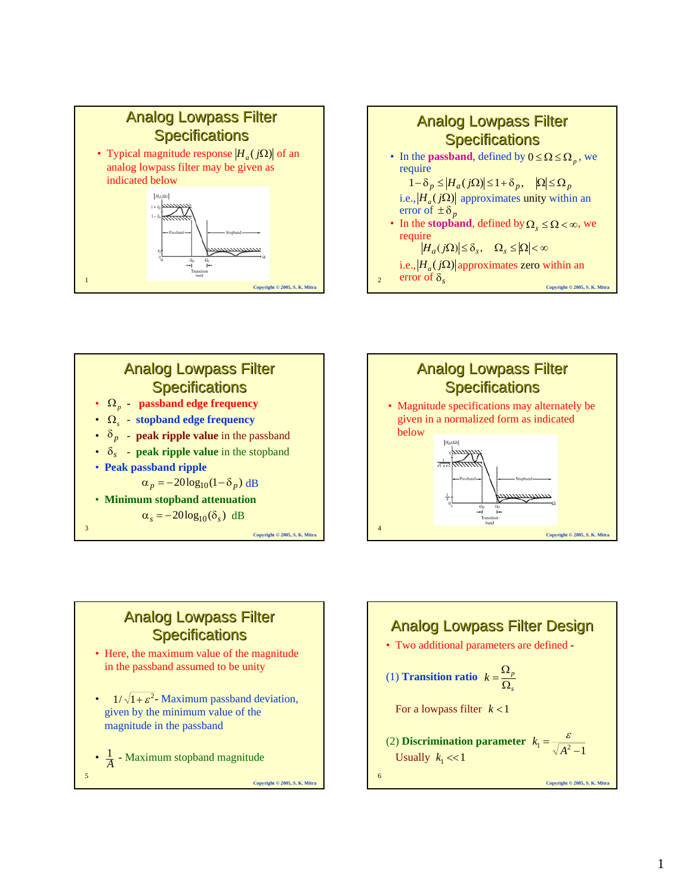## Analog Lowpass Filter Specifications

- Typical magnitude response $|H_a(j\Omega)|$ of an analog lowpass filter may be given as indicated below

## Analog Lowpass Filter Specifications

- In the **passband**, defined by $0 \le \Omega \le \Omega_p$, we require

  $$1-\delta_p \le |H_a(j\Omega)| \le 1+\delta_p, \quad |\Omega| \le \Omega_p$$

  i.e., $|H_a(j\Omega)|$ approximates unity within an error of $\pm\delta_p$
- In the **stopband**, defined by $\Omega_s \le \Omega < \infty$, we require

  $$|H_a(j\Omega)| \le \delta_s, \quad \Omega_s \le |\Omega| < \infty$$

  i.e., $|H_a(j\Omega)|$ approximates zero within an error of $\delta_s$

## Analog Lowpass Filter Specifications

- $\Omega_p$ - **passband edge frequency**
- $\Omega_s$ - **stopband edge frequency**
- $\delta_p$ - **peak ripple value** in the passband
- $\delta_s$ - **peak ripple value** in the stopband
- **Peak passband ripple**

  $$\alpha_p = -20\log_{10}(1-\delta_p) \text{ dB}$$
- **Minimum stopband attenuation**

  $$\alpha_s = -20\log_{10}(\delta_s) \text{ dB}$$

## Analog Lowpass Filter Specifications

- Magnitude specifications may alternately be given in a normalized form as indicated below

## Analog Lowpass Filter Specifications

- Here, the maximum value of the magnitude in the passband assumed to be unity
- $1/\sqrt{1+\varepsilon^2}$ - Maximum passband deviation, given by the minimum value of the magnitude in the passband
- $\dfrac{1}{A}$ - Maximum stopband magnitude

## Analog Lowpass Filter Design

- Two additional parameters are defined -

(1) **Transition ratio** $k = \dfrac{\Omega_p}{\Omega_s}$

For a lowpass filter $k < 1$

(2) **Discrimination parameter** $k_1 = \dfrac{\varepsilon}{\sqrt{A^2-1}}$

Usually $k_1 << 1$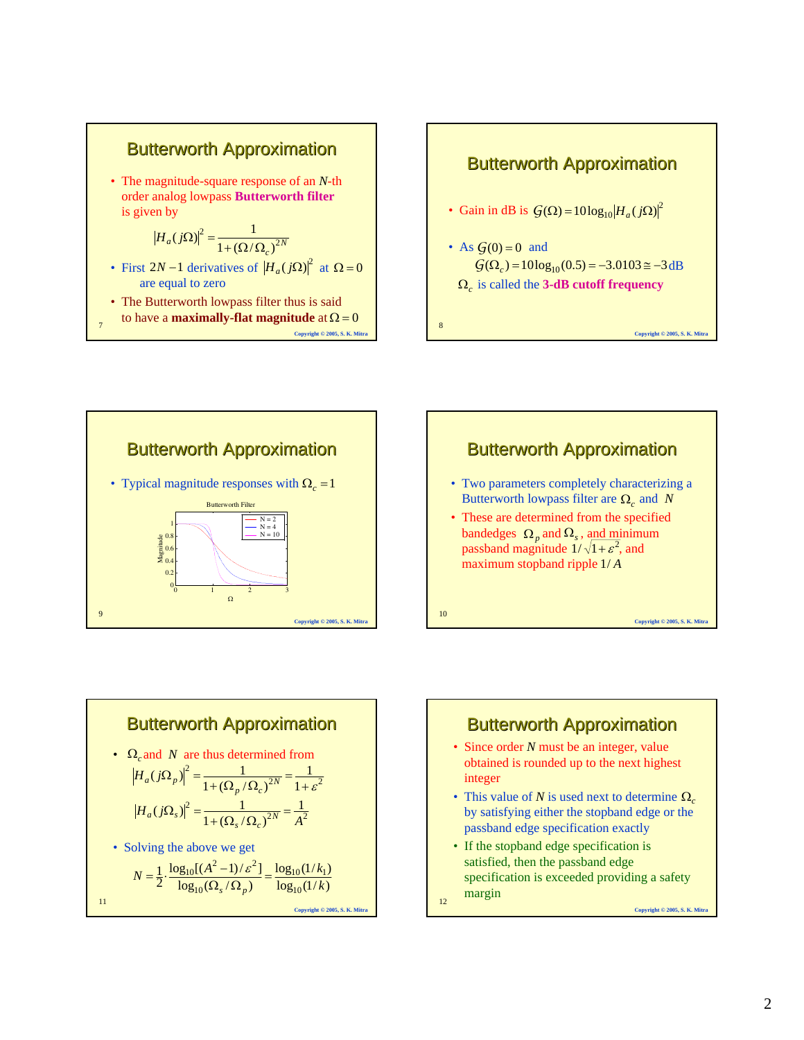## Butterworth Approximation

- The magnitude-square response of an $N$-th order analog lowpass **Butterworth filter** is given by

$$|H_a(j\Omega)|^2 = \frac{1}{1+(\Omega/\Omega_c)^{2N}}$$

- First $2N-1$ derivatives of $|H_a(j\Omega)|^2$ at $\Omega = 0$ are equal to zero
- The Butterworth lowpass filter thus is said to have a **maximally-flat magnitude** at $\Omega = 0$

## Butterworth Approximation

- Gain in dB is $\mathcal{G}(\Omega) = 10\log_{10}|H_a(j\Omega)|^2$
- As $\mathcal{G}(0) = 0$ and

$$\mathcal{G}(\Omega_c) = 10\log_{10}(0.5) = -3.0103 \cong -3\,\text{dB}$$

$\Omega_c$ is called the **3-dB cutoff frequency**

## Butterworth Approximation

- Typical magnitude responses with $\Omega_c = 1$

Butterworth Filter

Magnitude vs. $\Omega$ (legend: N = 2, N = 4, N = 10)

## Butterworth Approximation

- Two parameters completely characterizing a Butterworth lowpass filter are $\Omega_c$ and $N$
- These are determined from the specified bandedges $\Omega_p$ and $\Omega_s$, and minimum passband magnitude $1/\sqrt{1+\varepsilon^2}$, and maximum stopband ripple $1/A$

## Butterworth Approximation

- $\Omega_c$ and $N$ are thus determined from

$$|H_a(j\Omega_p)|^2 = \frac{1}{1+(\Omega_p/\Omega_c)^{2N}} = \frac{1}{1+\varepsilon^2}$$

$$|H_a(j\Omega_s)|^2 = \frac{1}{1+(\Omega_s/\Omega_c)^{2N}} = \frac{1}{A^2}$$

- Solving the above we get

$$N = \frac{1}{2}\cdot\frac{\log_{10}[(A^2-1)/\varepsilon^2]}{\log_{10}(\Omega_s/\Omega_p)} = \frac{\log_{10}(1/k_1)}{\log_{10}(1/k)}$$

## Butterworth Approximation

- Since order $N$ must be an integer, value obtained is rounded up to the next highest integer
- This value of $N$ is used next to determine $\Omega_c$ by satisfying either the stopband edge or the passband edge specification exactly
- If the stopband edge specification is satisfied, then the passband edge specification is exceeded providing a safety margin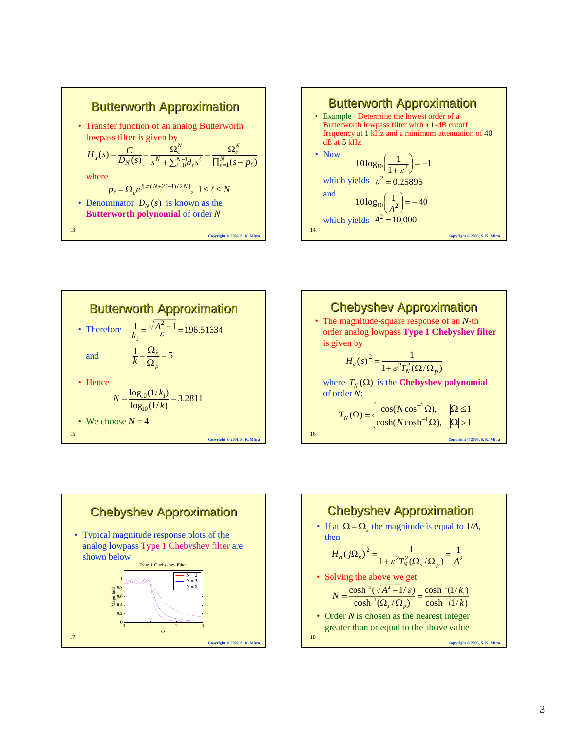## Butterworth Approximation

- Transfer function of an analog Butterworth lowpass filter is given by

$$H_a(s) = \frac{C}{D_N(s)} = \frac{\Omega_c^N}{s^N + \sum_{\ell=0}^{N-1} d_\ell s^\ell} = \frac{\Omega_c^N}{\prod_{\ell=1}^{N}(s - p_\ell)}$$

where

$$p_\ell = \Omega_c e^{j[\pi(N+2\ell-1)/2N]}, \quad 1 \le \ell \le N$$

- Denominator $D_N(s)$ is known as the **Butterworth polynomial** of order $N$

## Butterworth Approximation

- Example - Determine the lowest order of a Butterworth lowpass filter with a 1-dB cutoff frequency at 1 kHz and a minimum attenuation of 40 dB at 5 kHz
- Now

$$10\log_{10}\left(\frac{1}{1+\varepsilon^2}\right) = -1$$

which yields $\varepsilon^2 = 0.25895$

and

$$10\log_{10}\left(\frac{1}{A^2}\right) = -40$$

which yields $A^2 = 10{,}000$

## Butterworth Approximation

- Therefore $\dfrac{1}{k_1} = \dfrac{\sqrt{A^2-1}}{\varepsilon} = 196.51334$

  and $\dfrac{1}{k} = \dfrac{\Omega_s}{\Omega_p} = 5$

- Hence

$$N = \frac{\log_{10}(1/k_1)}{\log_{10}(1/k)} = 3.2811$$

- We choose $N = 4$

## Chebyshev Approximation

- The magnitude-square response of an $N$-th order analog lowpass **Type 1 Chebyshev filter** is given by

$$|H_a(s)|^2 = \frac{1}{1+\varepsilon^2 T_N^2(\Omega/\Omega_p)}$$

where $T_N(\Omega)$ is the **Chebyshev polynomial** of order $N$:

$$T_N(\Omega) = \begin{cases} \cos(N\cos^{-1}\Omega), & |\Omega| \le 1 \\ \cosh(N\cosh^{-1}\Omega), & |\Omega| > 1 \end{cases}$$

## Chebyshev Approximation

- Typical magnitude response plots of the analog lowpass Type 1 Chebyshev filter are shown below

## Chebyshev Approximation

- If at $\Omega = \Omega_s$ the magnitude is equal to $1/A$, then

$$|H_a(j\Omega_s)|^2 = \frac{1}{1+\varepsilon^2 T_N^2(\Omega_s/\Omega_p)} = \frac{1}{A^2}$$

- Solving the above we get

$$N = \frac{\cosh^{-1}(\sqrt{A^2-1}/\varepsilon)}{\cosh^{-1}(\Omega_s/\Omega_p)} = \frac{\cosh^{-1}(1/k_1)}{\cosh^{-1}(1/k)}$$

- Order $N$ is chosen as the nearest integer greater than or equal to the above value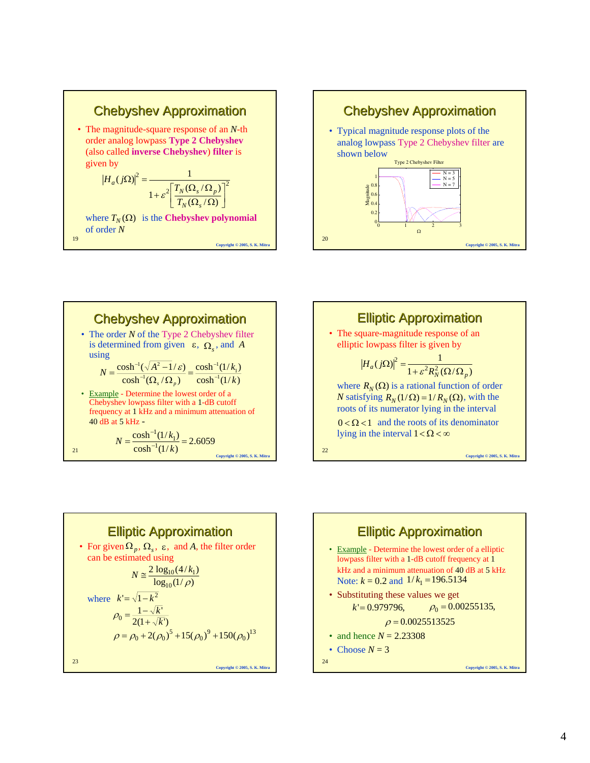## Chebyshev Approximation

- The magnitude-square response of an $N$-th order analog lowpass **Type 2 Chebyshev** (also called **inverse Chebyshev**) **filter** is given by

$$|H_a(j\Omega)|^2 = \frac{1}{1+\varepsilon^2\left[\frac{T_N(\Omega_s/\Omega_p)}{T_N(\Omega_s/\Omega)}\right]^2}$$

where $T_N(\Omega)$ is the **Chebyshev polynomial** of order $N$

## Chebyshev Approximation

- Typical magnitude response plots of the analog lowpass Type 2 Chebyshev filter are shown below

## Chebyshev Approximation

- The order $N$ of the Type 2 Chebyshev filter is determined from given $\varepsilon$, $\Omega_s$, and $A$ using

$$N = \frac{\cosh^{-1}(\sqrt{A^2-1}/\varepsilon)}{\cosh^{-1}(\Omega_s/\Omega_p)} = \frac{\cosh^{-1}(1/k_1)}{\cosh^{-1}(1/k)}$$

- Example - Determine the lowest order of a Chebyshev lowpass filter with a 1-dB cutoff frequency at 1 kHz and a minimum attenuation of 40 dB at 5 kHz -

$$N = \frac{\cosh^{-1}(1/k_1)}{\cosh^{-1}(1/k)} = 2.6059$$

## Elliptic Approximation

- The square-magnitude response of an elliptic lowpass filter is given by

$$|H_a(j\Omega)|^2 = \frac{1}{1+\varepsilon^2 R_N^2(\Omega/\Omega_p)}$$

where $R_N(\Omega)$ is a rational function of order $N$ satisfying $R_N(1/\Omega) = 1/R_N(\Omega)$, with the roots of its numerator lying in the interval $0<\Omega<1$ and the roots of its denominator lying in the interval $1<\Omega<\infty$

## Elliptic Approximation

- For given $\Omega_p$, $\Omega_s$, $\varepsilon$, and $A$, the filter order can be estimated using

$$N \cong \frac{2\log_{10}(4/k_1)}{\log_{10}(1/\rho)}$$

where $k' = \sqrt{1-k^2}$

$$\rho_0 = \frac{1-\sqrt{k'}}{2(1+\sqrt{k'})}$$

$$\rho = \rho_0 + 2(\rho_0)^5 + 15(\rho_0)^9 + 150(\rho_0)^{13}$$

## Elliptic Approximation

- Example - Determine the lowest order of a elliptic lowpass filter with a 1-dB cutoff frequency at 1 kHz and a minimum attenuation of 40 dB at 5 kHz
  Note: $k = 0.2$ and $1/k_1 = 196.5134$
- Substituting these values we get

$$k' = 0.979796, \qquad \rho_0 = 0.00255135,$$

$$\rho = 0.0025513525$$

- and hence $N = 2.23308$
- Choose $N = 3$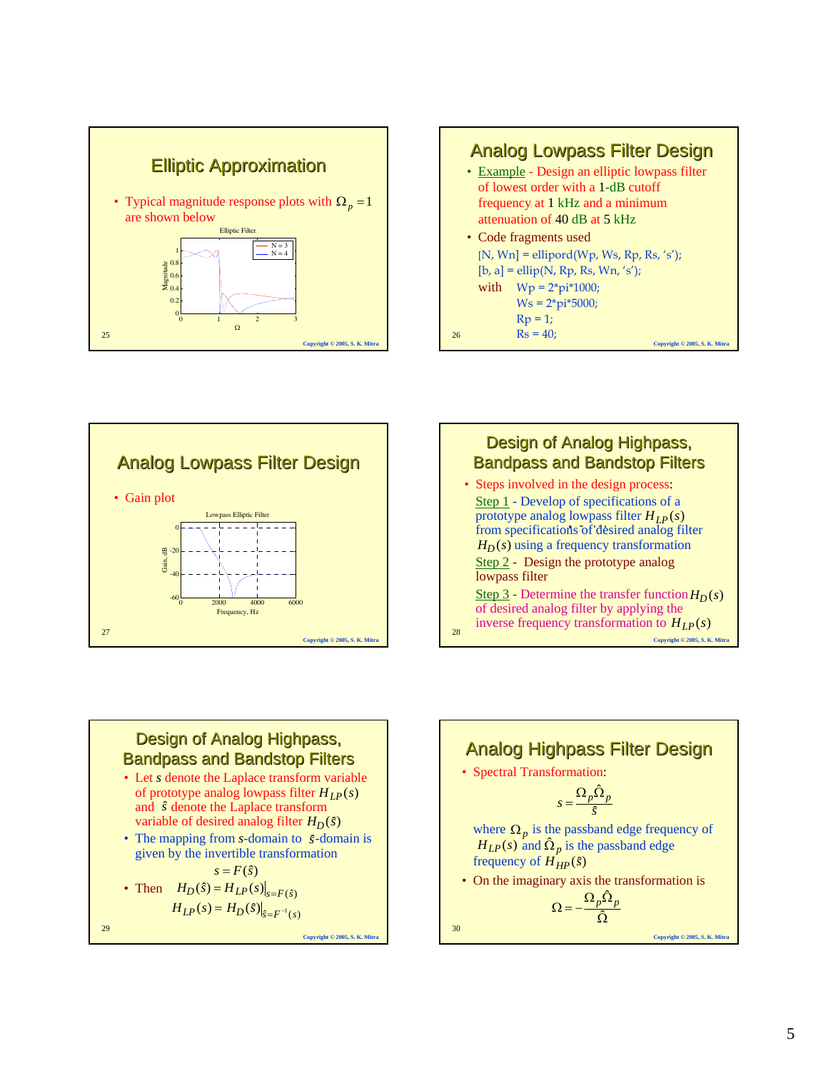## Elliptic Approximation

- Typical magnitude response plots with $\Omega_p = 1$ are shown below

Elliptic Filter

## Analog Lowpass Filter Design

- Example - Design an elliptic lowpass filter of lowest order with a 1-dB cutoff frequency at 1 kHz and a minimum attenuation of 40 dB at 5 kHz
- Code fragments used

```
[N, Wn] = ellipord(Wp, Ws, Rp, Rs, 's');
[b, a] = ellip(N, Rp, Rs, Wn, 's');
```

with

```
Wp = 2*pi*1000;
Ws = 2*pi*5000;
Rp = 1;
Rs = 40;
```

## Analog Lowpass Filter Design

- Gain plot

Lowpass Elliptic Filter

## Design of Analog Highpass, Bandpass and Bandstop Filters

- Steps involved in the design process:

  Step 1 - Develop of specifications of a prototype analog lowpass filter $H_{LP}(s)$ from specifications of desired analog filter $H_D(s)$ using a frequency transformation

  Step 2 - Design the prototype analog lowpass filter

  Step 3 - Determine the transfer function $H_D(s)$ of desired analog filter by applying the inverse frequency transformation to $H_{LP}(s)$

## Design of Analog Highpass, Bandpass and Bandstop Filters

- Let $s$ denote the Laplace transform variable of prototype analog lowpass filter $H_{LP}(s)$ and $\hat{s}$ denote the Laplace transform variable of desired analog filter $H_D(\hat{s})$
- The mapping from $s$-domain to $\hat{s}$-domain is given by the invertible transformation

$$s = F(\hat{s})$$

- Then $H_D(\hat{s}) = H_{LP}(s)\big|_{s=F(\hat{s})}$

$$H_{LP}(s) = H_D(\hat{s})\big|_{\hat{s}=F^{-1}(s)}$$

## Analog Highpass Filter Design

- Spectral Transformation:

$$s = \frac{\Omega_p \hat{\Omega}_p}{\hat{s}}$$

where $\Omega_p$ is the passband edge frequency of $H_{LP}(s)$ and $\hat{\Omega}_p$ is the passband edge frequency of $H_{HP}(\hat{s})$

- On the imaginary axis the transformation is

$$\Omega = -\frac{\Omega_p \hat{\Omega}_p}{\hat{\Omega}}$$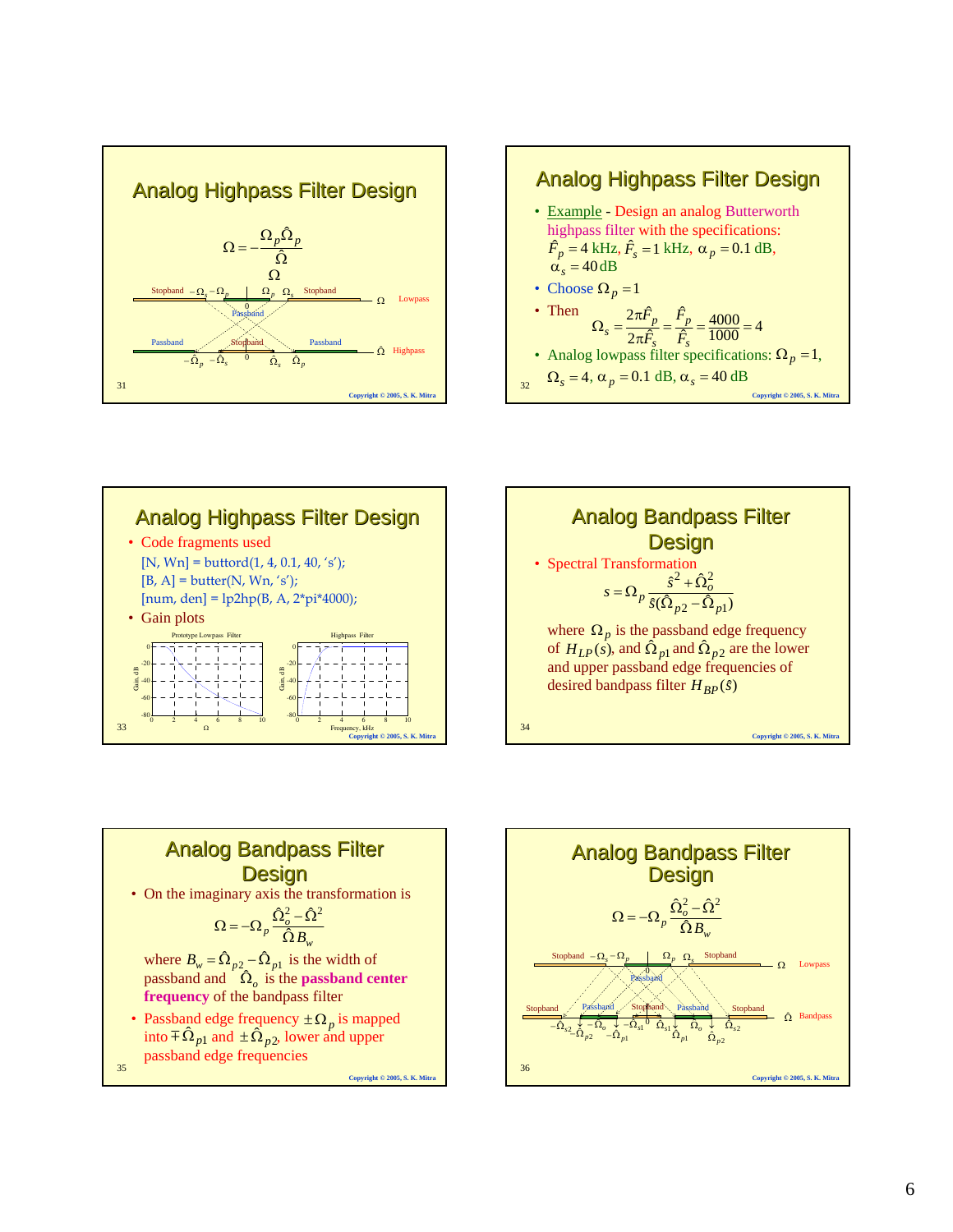## Analog Highpass Filter Design

$$\Omega = -\frac{\Omega_p \hat{\Omega}_p}{\hat{\Omega}}$$

Stopband $-\Omega_s$ $-\Omega_p$ 0 $\Omega_p$ $\Omega_s$ Stopband $\Omega$ Lowpass

Passband

Passband Stopband Passband $\hat{\Omega}$ Highpass

$-\hat{\Omega}_p$ $-\hat{\Omega}_s$ 0 $\hat{\Omega}_s$ $\hat{\Omega}_p$

## Analog Highpass Filter Design

- Example - Design an analog Butterworth highpass filter with the specifications: $\hat{F}_p = 4$ kHz, $\hat{F}_s = 1$ kHz, $\alpha_p = 0.1$ dB, $\alpha_s = 40$ dB
- Choose $\Omega_p = 1$
- Then
$$\Omega_s = \frac{2\pi\hat{F}_p}{2\pi\hat{F}_s} = \frac{\hat{F}_p}{\hat{F}_s} = \frac{4000}{1000} = 4$$
- Analog lowpass filter specifications: $\Omega_p = 1$, $\Omega_s = 4$, $\alpha_p = 0.1$ dB, $\alpha_s = 40$ dB

## Analog Highpass Filter Design

- Code fragments used

```
[N, Wn] = buttord(1, 4, 0.1, 40, 's');
[B, A] = butter(N, Wn, 's');
[num, den] = lp2hp(B, A, 2*pi*4000);
```

- Gain plots

Prototype Lowpass Filter (Gain, dB vs. $\Omega$)

Highpass Filter (Gain, dB vs. Frequency, kHz)

## Analog Bandpass Filter Design

- Spectral Transformation
$$s = \Omega_p \frac{\hat{s}^2 + \hat{\Omega}_o^2}{\hat{s}(\hat{\Omega}_{p2} - \hat{\Omega}_{p1})}$$

where $\Omega_p$ is the passband edge frequency of $H_{LP}(s)$, and $\hat{\Omega}_{p1}$ and $\hat{\Omega}_{p2}$ are the lower and upper passband edge frequencies of desired bandpass filter $H_{BP}(\hat{s})$

## Analog Bandpass Filter Design

- On the imaginary axis the transformation is
$$\Omega = -\Omega_p \frac{\hat{\Omega}_o^2 - \hat{\Omega}^2}{\hat{\Omega} B_w}$$

where $B_w = \hat{\Omega}_{p2} - \hat{\Omega}_{p1}$ is the width of passband and $\hat{\Omega}_o$ is the **passband center frequency** of the bandpass filter

- Passband edge frequency $\pm\Omega_p$ is mapped into $\mp\hat{\Omega}_{p1}$ and $\pm\hat{\Omega}_{p2}$, lower and upper passband edge frequencies

## Analog Bandpass Filter Design

$$\Omega = -\Omega_p \frac{\hat{\Omega}_o^2 - \hat{\Omega}^2}{\hat{\Omega} B_w}$$

Stopband $-\Omega_s$ $-\Omega_p$ 0 $\Omega_p$ $\Omega_s$ Stopband $\Omega$ Lowpass

Passband

Stopband Passband Stopband Passband Stopband $\hat{\Omega}$ Bandpass

$-\hat{\Omega}_{s2}$ $-\hat{\Omega}_{p2}$ $-\hat{\Omega}_o$ $-\hat{\Omega}_{p1}$ $-\hat{\Omega}_{s1}$ 0 $\hat{\Omega}_{s1}$ $\hat{\Omega}_{p1}$ $\hat{\Omega}_o$ $\hat{\Omega}_{p2}$ $\hat{\Omega}_{s2}$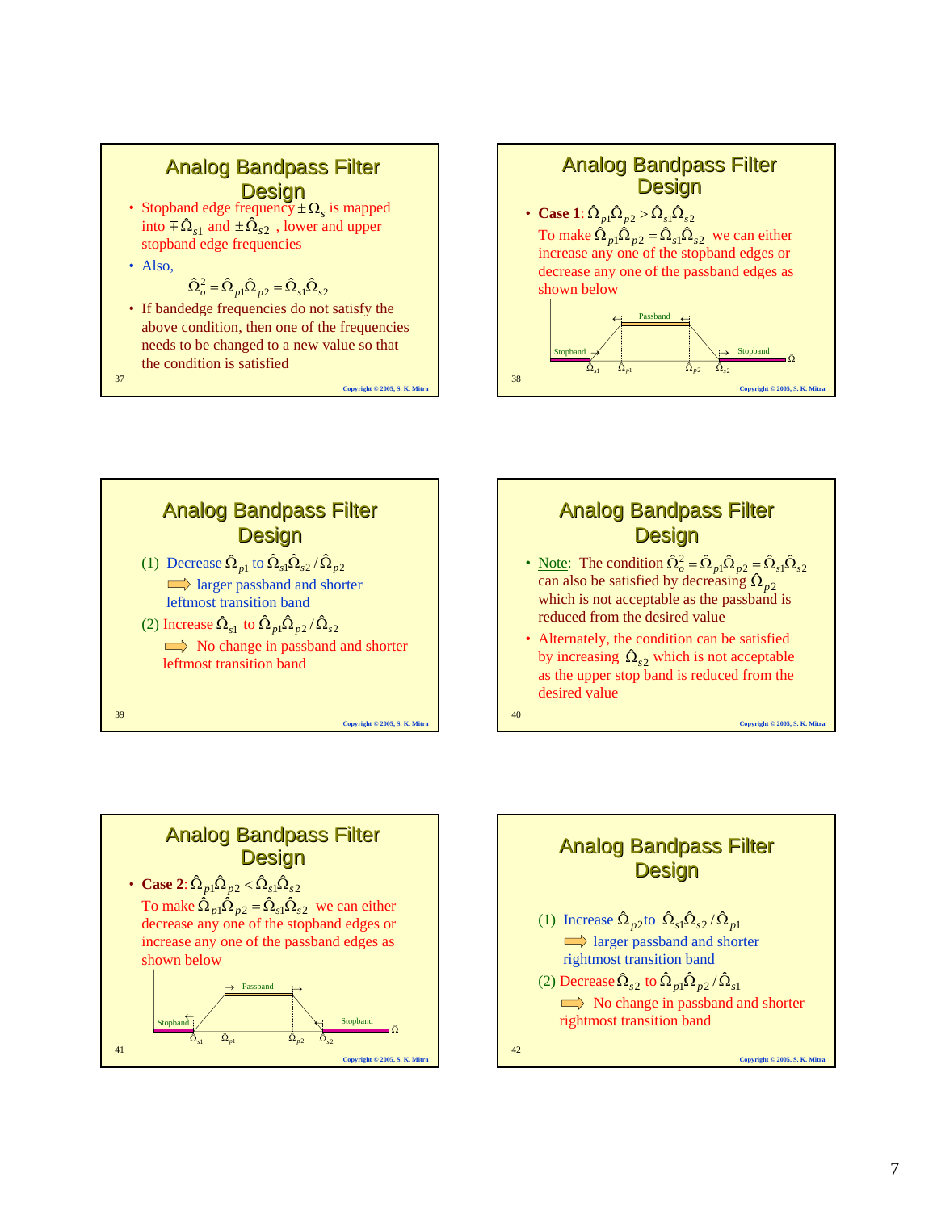## Analog Bandpass Filter Design

- Stopband edge frequency $\pm\Omega_s$ is mapped into $\mp\hat{\Omega}_{s1}$ and $\pm\hat{\Omega}_{s2}$, lower and upper stopband edge frequencies
- Also,

$$\hat{\Omega}_o^2 = \hat{\Omega}_{p1}\hat{\Omega}_{p2} = \hat{\Omega}_{s1}\hat{\Omega}_{s2}$$

- If bandedge frequencies do not satisfy the above condition, then one of the frequencies needs to be changed to a new value so that the condition is satisfied

## Analog Bandpass Filter Design

- **Case 1**: $\hat{\Omega}_{p1}\hat{\Omega}_{p2} > \hat{\Omega}_{s1}\hat{\Omega}_{s2}$

  To make $\hat{\Omega}_{p1}\hat{\Omega}_{p2} = \hat{\Omega}_{s1}\hat{\Omega}_{s2}$ we can either increase any one of the stopband edges or decrease any one of the passband edges as shown below

Stopband, Passband, Stopband; $\hat{\Omega}_{s1}$, $\hat{\Omega}_{p1}$, $\hat{\Omega}_{p2}$, $\hat{\Omega}_{s2}$, $\hat{\Omega}$

## Analog Bandpass Filter Design

(1) Decrease $\hat{\Omega}_{p1}$ to $\hat{\Omega}_{s1}\hat{\Omega}_{s2}/\hat{\Omega}_{p2}$

⇨ larger passband and shorter leftmost transition band

(2) Increase $\hat{\Omega}_{s1}$ to $\hat{\Omega}_{p1}\hat{\Omega}_{p2}/\hat{\Omega}_{s2}$

⇨ No change in passband and shorter leftmost transition band

## Analog Bandpass Filter Design

- Note: The condition $\hat{\Omega}_o^2 = \hat{\Omega}_{p1}\hat{\Omega}_{p2} = \hat{\Omega}_{s1}\hat{\Omega}_{s2}$ can also be satisfied by decreasing $\hat{\Omega}_{p2}$ which is not acceptable as the passband is reduced from the desired value
- Alternately, the condition can be satisfied by increasing $\hat{\Omega}_{s2}$ which is not acceptable as the upper stop band is reduced from the desired value

## Analog Bandpass Filter Design

- **Case 2**: $\hat{\Omega}_{p1}\hat{\Omega}_{p2} < \hat{\Omega}_{s1}\hat{\Omega}_{s2}$

  To make $\hat{\Omega}_{p1}\hat{\Omega}_{p2} = \hat{\Omega}_{s1}\hat{\Omega}_{s2}$ we can either decrease any one of the stopband edges or increase any one of the passband edges as shown below

Stopband, Passband, Stopband; $\hat{\Omega}_{s1}$, $\hat{\Omega}_{p1}$, $\hat{\Omega}_{p2}$, $\hat{\Omega}_{s2}$, $\hat{\Omega}$

## Analog Bandpass Filter Design

(1) Increase $\hat{\Omega}_{p2}$ to $\hat{\Omega}_{s1}\hat{\Omega}_{s2}/\hat{\Omega}_{p1}$

⇨ larger passband and shorter rightmost transition band

(2) Decrease $\hat{\Omega}_{s2}$ to $\hat{\Omega}_{p1}\hat{\Omega}_{p2}/\hat{\Omega}_{s1}$

⇨ No change in passband and shorter rightmost transition band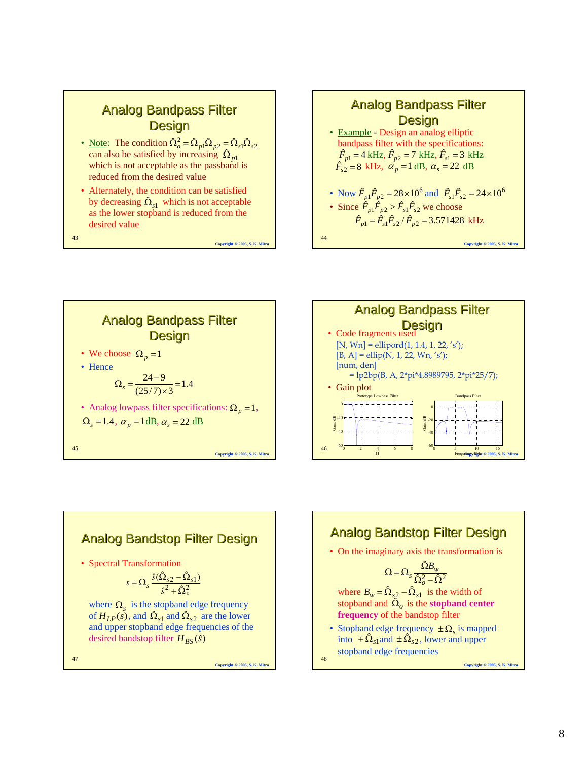## Analog Bandpass Filter Design

- Note: The condition $\hat{\Omega}_o^2 = \hat{\Omega}_{p1}\hat{\Omega}_{p2} = \hat{\Omega}_{s1}\hat{\Omega}_{s2}$ can also be satisfied by increasing $\hat{\Omega}_{p1}$ which is not acceptable as the passband is reduced from the desired value
- Alternately, the condition can be satisfied by decreasing $\hat{\Omega}_{s1}$ which is not acceptable as the lower stopband is reduced from the desired value

## Analog Bandpass Filter Design

- Example - Design an analog elliptic bandpass filter with the specifications: $\hat{F}_{p1} = 4$ kHz, $\hat{F}_{p2} = 7$ kHz, $\hat{F}_{s1} = 3$ kHz $\hat{F}_{s2} = 8$ kHz, $\alpha_p = 1$ dB, $\alpha_s = 22$ dB
- Now $\hat{F}_{p1}\hat{F}_{p2} = 28\times 10^6$ and $\hat{F}_{s1}\hat{F}_{s2} = 24\times 10^6$
- Since $\hat{F}_{p1}\hat{F}_{p2} > \hat{F}_{s1}\hat{F}_{s2}$ we choose

$$\hat{F}_{p1} = \hat{F}_{s1}\hat{F}_{s2} / \hat{F}_{p2} = 3.571428 \text{ kHz}$$

## Analog Bandpass Filter Design

- We choose $\Omega_p = 1$
- Hence

$$\Omega_s = \frac{24-9}{(25/7)\times 3} = 1.4$$

- Analog lowpass filter specifications: $\Omega_p = 1$, $\Omega_s = 1.4$, $\alpha_p = 1$ dB, $\alpha_s = 22$ dB

## Analog Bandpass Filter Design

- Code fragments used

```
[N, Wn] = ellipord(1, 1.4, 1, 22, 's');
[B, A] = ellip(N, 1, 22, Wn, 's');
[num, den]
    = lp2bp(B, A, 2*pi*4.8989795, 2*pi*25/7);
```

- Gain plot

## Analog Bandstop Filter Design

- Spectral Transformation

$$s = \Omega_s \frac{\hat{s}(\hat{\Omega}_{s2} - \hat{\Omega}_{s1})}{\hat{s}^2 + \hat{\Omega}_o^2}$$

where $\Omega_s$ is the stopband edge frequency of $H_{LP}(s)$, and $\hat{\Omega}_{s1}$ and $\hat{\Omega}_{s2}$ are the lower and upper stopband edge frequencies of the desired bandstop filter $H_{BS}(\hat{s})$

## Analog Bandstop Filter Design

- On the imaginary axis the transformation is

$$\Omega = \Omega_s \frac{\hat{\Omega} B_w}{\hat{\Omega}_o^2 - \hat{\Omega}^2}$$

where $B_w = \hat{\Omega}_{s2} - \hat{\Omega}_{s1}$ is the width of stopband and $\hat{\Omega}_o$ is the **stopband center frequency** of the bandstop filter

- Stopband edge frequency $\pm\Omega_s$ is mapped into $\mp\hat{\Omega}_{s1}$ and $\pm\hat{\Omega}_{s2}$, lower and upper stopband edge frequencies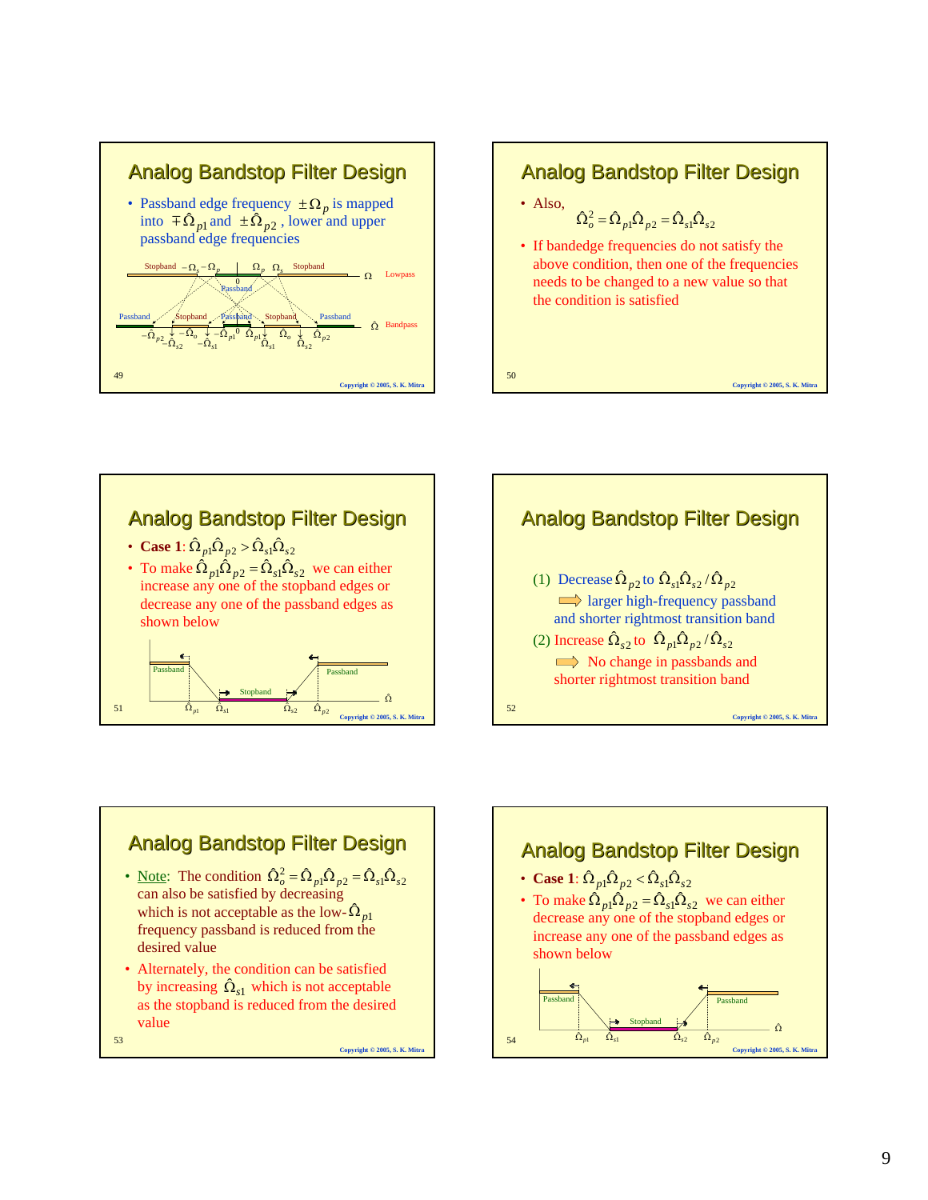## Analog Bandstop Filter Design

- Passband edge frequency $\pm\Omega_p$ is mapped into $\mp\hat{\Omega}_{p1}$ and $\pm\hat{\Omega}_{p2}$, lower and upper passband edge frequencies

Stopband $-\Omega_s$ $-\Omega_p$ $\Omega_p$ $\Omega_s$ Stopband $\Omega$ Lowpass

0 Passband

Passband Stopband Passband Stopband Passband $\hat{\Omega}$ Bandpass

$-\hat{\Omega}_{p2}$ $-\hat{\Omega}_{s2}$ $-\hat{\Omega}_o$ $-\hat{\Omega}_{s1}$ $-\hat{\Omega}_{p1}$ 0 $\hat{\Omega}_{p1}$ $\hat{\Omega}_{s1}$ $\hat{\Omega}_o$ $\hat{\Omega}_{s2}$ $\hat{\Omega}_{p2}$

## Analog Bandstop Filter Design

- Also,

$$\hat{\Omega}_o^2 = \hat{\Omega}_{p1}\hat{\Omega}_{p2} = \hat{\Omega}_{s1}\hat{\Omega}_{s2}$$

- If bandedge frequencies do not satisfy the above condition, then one of the frequencies needs to be changed to a new value so that the condition is satisfied

## Analog Bandstop Filter Design

- **Case 1**: $\hat{\Omega}_{p1}\hat{\Omega}_{p2} > \hat{\Omega}_{s1}\hat{\Omega}_{s2}$
- To make $\hat{\Omega}_{p1}\hat{\Omega}_{p2} = \hat{\Omega}_{s1}\hat{\Omega}_{s2}$ we can either increase any one of the stopband edges or decrease any one of the passband edges as shown below

Passband Stopband Passband $\hat{\Omega}$

$\hat{\Omega}_{p1}$ $\hat{\Omega}_{s1}$ $\hat{\Omega}_{s2}$ $\hat{\Omega}_{p2}$

## Analog Bandstop Filter Design

(1) Decrease $\hat{\Omega}_{p2}$ to $\hat{\Omega}_{s1}\hat{\Omega}_{s2}/\hat{\Omega}_{p1}$
⇨ larger high-frequency passband and shorter rightmost transition band

(2) Increase $\hat{\Omega}_{s2}$ to $\hat{\Omega}_{p1}\hat{\Omega}_{p2}/\hat{\Omega}_{s1}$
⇨ No change in passbands and shorter rightmost transition band

## Analog Bandstop Filter Design

- Note: The condition $\hat{\Omega}_o^2 = \hat{\Omega}_{p1}\hat{\Omega}_{p2} = \hat{\Omega}_{s1}\hat{\Omega}_{s2}$ can also be satisfied by decreasing $\hat{\Omega}_{p1}$ which is not acceptable as the low-frequency passband is reduced from the desired value
- Alternately, the condition can be satisfied by increasing $\hat{\Omega}_{s1}$ which is not acceptable as the stopband is reduced from the desired value

## Analog Bandstop Filter Design

- **Case 1**: $\hat{\Omega}_{p1}\hat{\Omega}_{p2} < \hat{\Omega}_{s1}\hat{\Omega}_{s2}$
- To make $\hat{\Omega}_{p1}\hat{\Omega}_{p2} = \hat{\Omega}_{s1}\hat{\Omega}_{s2}$ we can either decrease any one of the stopband edges or increase any one of the passband edges as shown below

Passband Stopband Passband $\hat{\Omega}$

$\hat{\Omega}_{p1}$ $\hat{\Omega}_{s1}$ $\hat{\Omega}_{s2}$ $\hat{\Omega}_{p2}$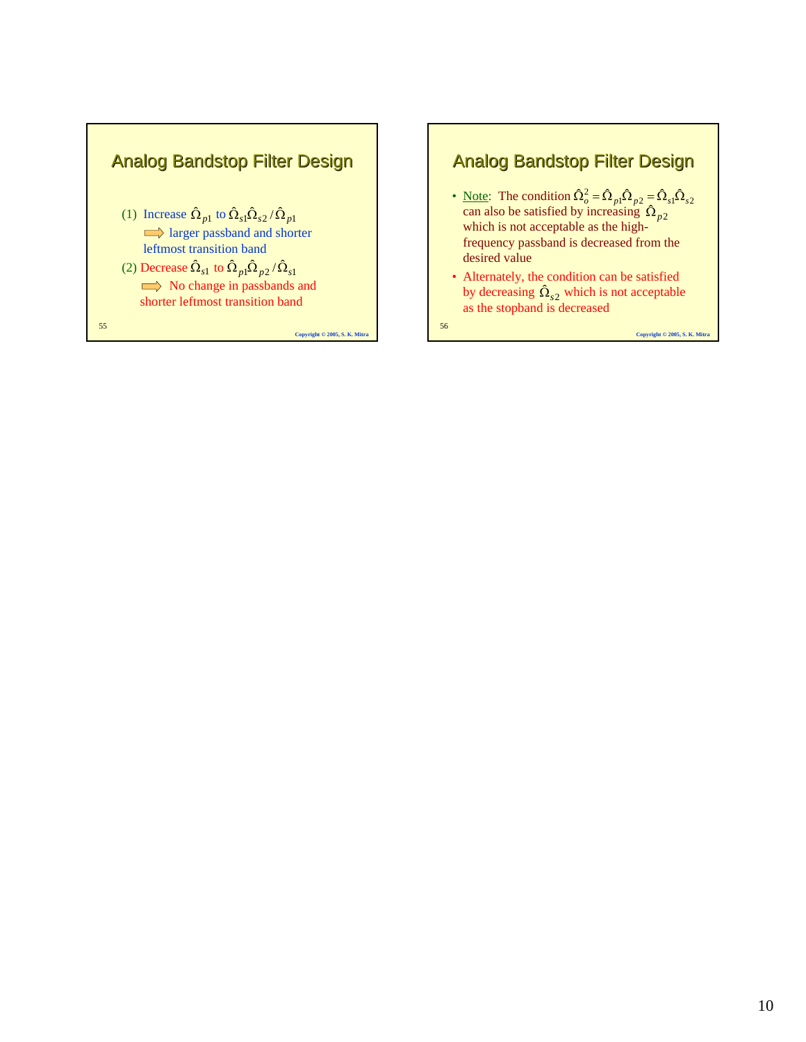## Analog Bandstop Filter Design

(1) Increase $\hat{\Omega}_{p1}$ to $\hat{\Omega}_{s1}\hat{\Omega}_{s2}/\hat{\Omega}_{p1}$

⇨ larger passband and shorter leftmost transition band

(2) Decrease $\hat{\Omega}_{s1}$ to $\hat{\Omega}_{p1}\hat{\Omega}_{p2}/\hat{\Omega}_{s1}$

⇨ No change in passbands and shorter leftmost transition band

## Analog Bandstop Filter Design

- Note: The condition $\hat{\Omega}_o^2 = \hat{\Omega}_{p1}\hat{\Omega}_{p2} = \hat{\Omega}_{s1}\hat{\Omega}_{s2}$ can also be satisfied by increasing $\hat{\Omega}_{p2}$ which is not acceptable as the high-frequency passband is decreased from the desired value
- Alternately, the condition can be satisfied by decreasing $\hat{\Omega}_{s2}$ which is not acceptable as the stopband is decreased